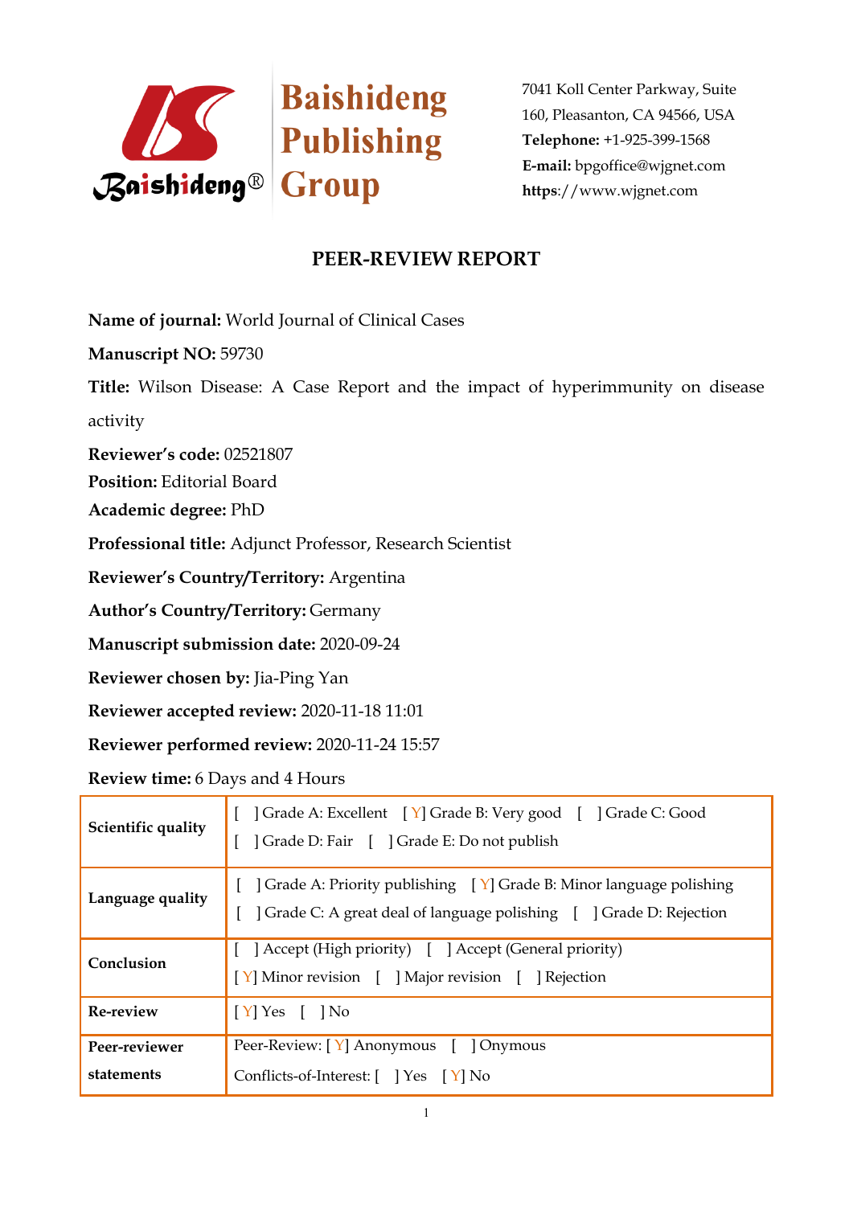Baishideng Publishing Group

7041 Koll Center Parkway, Suite 160, Pleasanton, CA 94566, USA
**Telephone:** +1-925-399-1568
**E-mail:** bpgoffice@wjgnet.com
**https**://www.wjgnet.com

# PEER-REVIEW REPORT

**Name of journal:** World Journal of Clinical Cases

**Manuscript NO:** 59730

**Title:** Wilson Disease: A Case Report and the impact of hyperimmunity on disease activity

**Reviewer's code:** 02521807

**Position:** Editorial Board

**Academic degree:** PhD

**Professional title:** Adjunct Professor, Research Scientist

**Reviewer's Country/Territory:** Argentina

**Author's Country/Territory:** Germany

**Manuscript submission date:** 2020-09-24

**Reviewer chosen by:** Jia-Ping Yan

**Reviewer accepted review:** 2020-11-18 11:01

**Reviewer performed review:** 2020-11-24 15:57

**Review time:** 6 Days and 4 Hours

| | |
|---|---|
| **Scientific quality** | [ ] Grade A: Excellent [Y] Grade B: Very good [ ] Grade C: Good<br>[ ] Grade D: Fair [ ] Grade E: Do not publish |
| **Language quality** | [ ] Grade A: Priority publishing [Y] Grade B: Minor language polishing<br>[ ] Grade C: A great deal of language polishing [ ] Grade D: Rejection |
| **Conclusion** | [ ] Accept (High priority) [ ] Accept (General priority)<br>[Y] Minor revision [ ] Major revision [ ] Rejection |
| **Re-review** | [Y] Yes [ ] No |
| **Peer-reviewer statements** | Peer-Review: [Y] Anonymous [ ] Onymous<br>Conflicts-of-Interest: [ ] Yes [Y] No |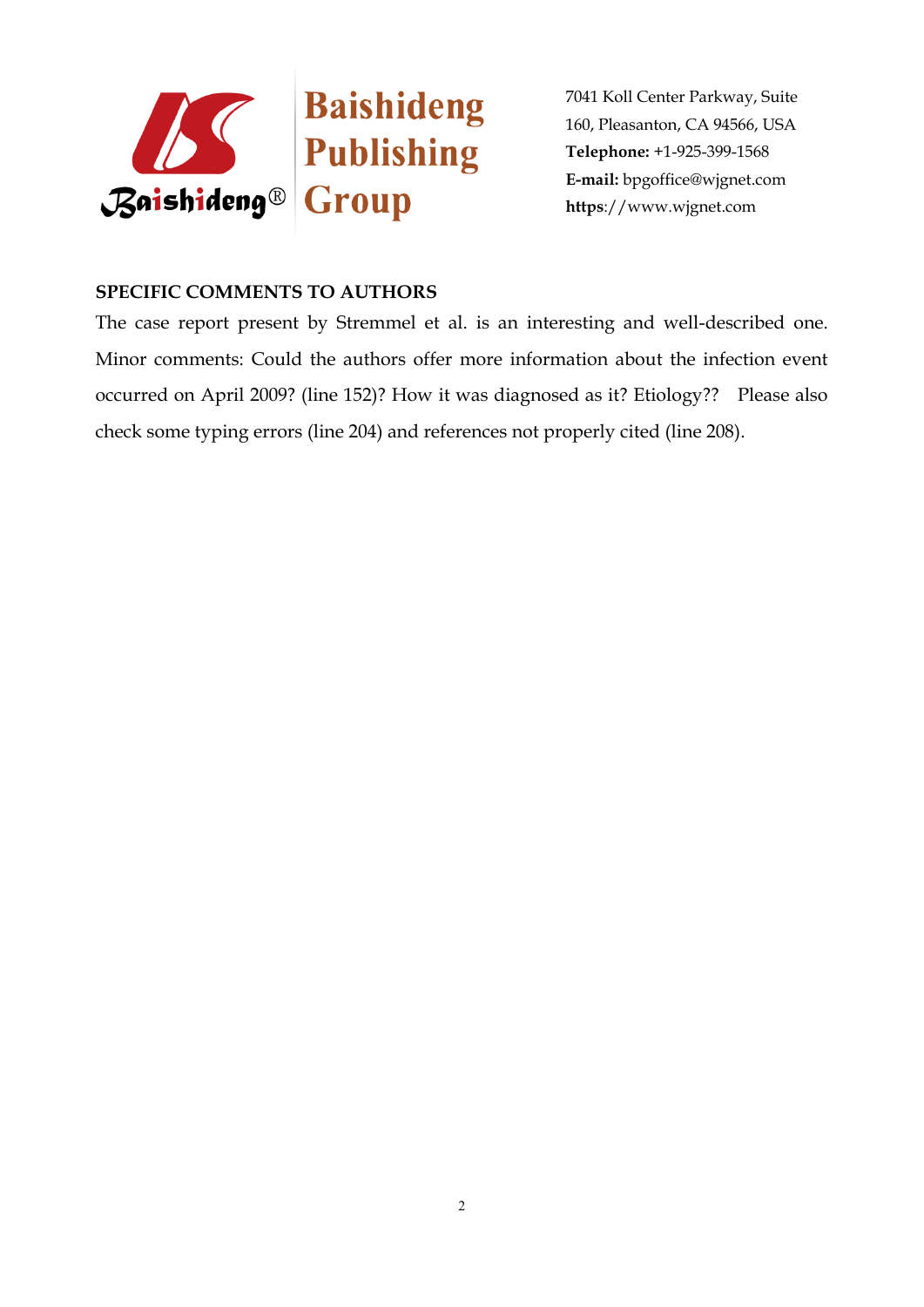## SPECIFIC COMMENTS TO AUTHORS

The case report present by Stremmel et al. is an interesting and well-described one. Minor comments: Could the authors offer more information about the infection event occurred on April 2009? (line 152)? How it was diagnosed as it? Etiology?? Please also check some typing errors (line 204) and references not properly cited (line 208).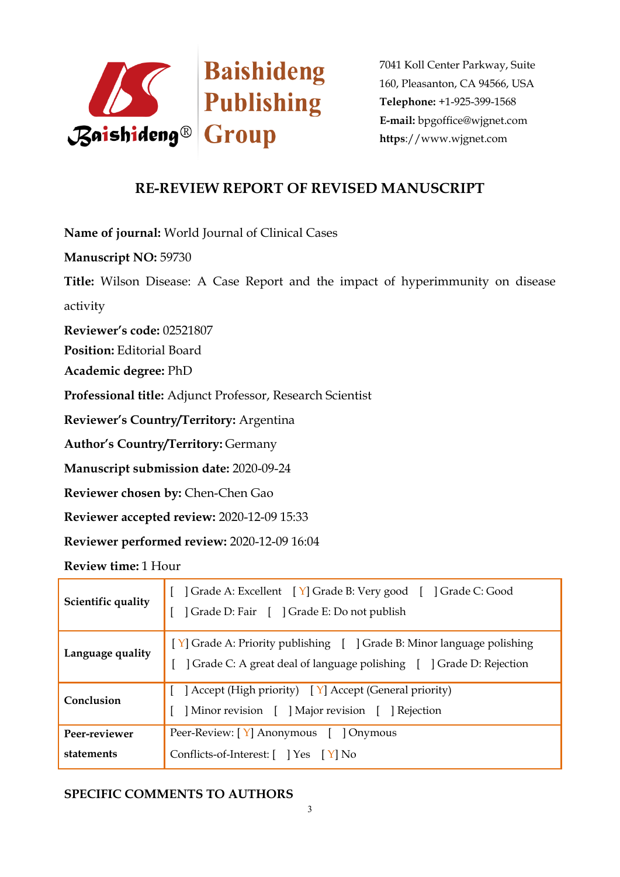Baishideng Publishing Group

7041 Koll Center Parkway, Suite 160, Pleasanton, CA 94566, USA
**Telephone:** +1-925-399-1568
**E-mail:** bpgoffice@wjgnet.com
**https**://www.wjgnet.com

## RE-REVIEW REPORT OF REVISED MANUSCRIPT

**Name of journal:** World Journal of Clinical Cases

**Manuscript NO:** 59730

**Title:** Wilson Disease: A Case Report and the impact of hyperimmunity on disease activity

**Reviewer's code:** 02521807

**Position:** Editorial Board

**Academic degree:** PhD

**Professional title:** Adjunct Professor, Research Scientist

**Reviewer's Country/Territory:** Argentina

**Author's Country/Territory:** Germany

**Manuscript submission date:** 2020-09-24

**Reviewer chosen by:** Chen-Chen Gao

**Reviewer accepted review:** 2020-12-09 15:33

**Reviewer performed review:** 2020-12-09 16:04

**Review time:** 1 Hour

| | |
|---|---|
| **Scientific quality** | [ ] Grade A: Excellent [ Y] Grade B: Very good [ ] Grade C: Good<br>[ ] Grade D: Fair [ ] Grade E: Do not publish |
| **Language quality** | [ Y] Grade A: Priority publishing [ ] Grade B: Minor language polishing<br>[ ] Grade C: A great deal of language polishing [ ] Grade D: Rejection |
| **Conclusion** | [ ] Accept (High priority) [ Y] Accept (General priority)<br>[ ] Minor revision [ ] Major revision [ ] Rejection |
| **Peer-reviewer statements** | Peer-Review: [ Y] Anonymous [ ] Onymous<br>Conflicts-of-Interest: [ ] Yes [ Y] No |

**SPECIFIC COMMENTS TO AUTHORS**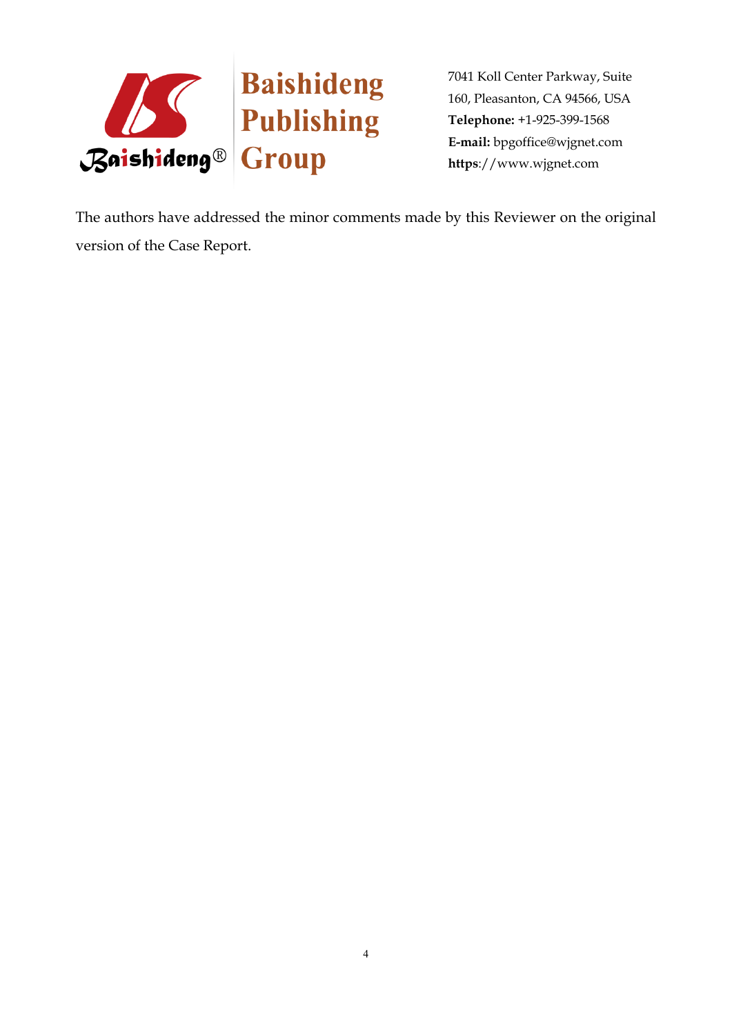The authors have addressed the minor comments made by this Reviewer on the original version of the Case Report.